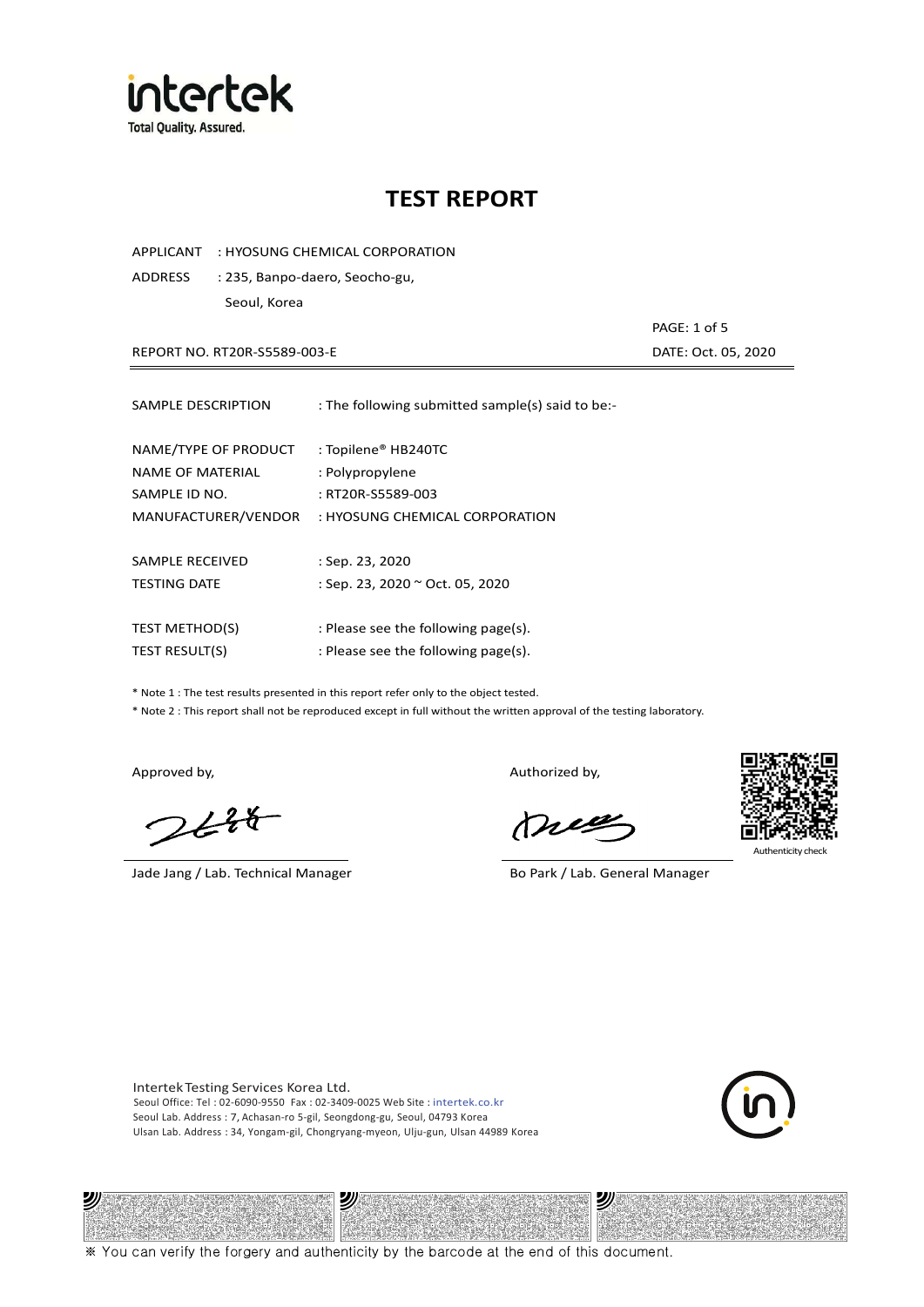intertek
Total Quality. Assured.

# TEST REPORT

APPLICANT : HYOSUNG CHEMICAL CORPORATION

ADDRESS : 235, Banpo-daero, Seocho-gu,
Seoul, Korea

PAGE: 1 of 5

REPORT NO. RT20R-S5589-003-E

DATE: Oct. 05, 2020

| | |
|---|---|
| SAMPLE DESCRIPTION | : The following submitted sample(s) said to be:- |
| NAME/TYPE OF PRODUCT | : Topilene® HB240TC |
| NAME OF MATERIAL | : Polypropylene |
| SAMPLE ID NO. | : RT20R-S5589-003 |
| MANUFACTURER/VENDOR | : HYOSUNG CHEMICAL CORPORATION |
| SAMPLE RECEIVED | : Sep. 23, 2020 |
| TESTING DATE | : Sep. 23, 2020 ~ Oct. 05, 2020 |
| TEST METHOD(S) | : Please see the following page(s). |
| TEST RESULT(S) | : Please see the following page(s). |

* Note 1 : The test results presented in this report refer only to the object tested.
* Note 2 : This report shall not be reproduced except in full without the written approval of the testing laboratory.

Approved by,

Jade Jang / Lab. Technical Manager

Authorized by,

Bo Park / Lab. General Manager

Authenticity check

Intertek Testing Services Korea Ltd.
Seoul Office: Tel : 02-6090-9550 Fax : 02-3409-0025 Web Site : intertek.co.kr
Seoul Lab. Address : 7, Achasan-ro 5-gil, Seongdong-gu, Seoul, 04793 Korea
Ulsan Lab. Address : 34, Yongam-gil, Chongryang-myeon, Ulju-gun, Ulsan 44989 Korea

※ You can verify the forgery and authenticity by the barcode at the end of this document.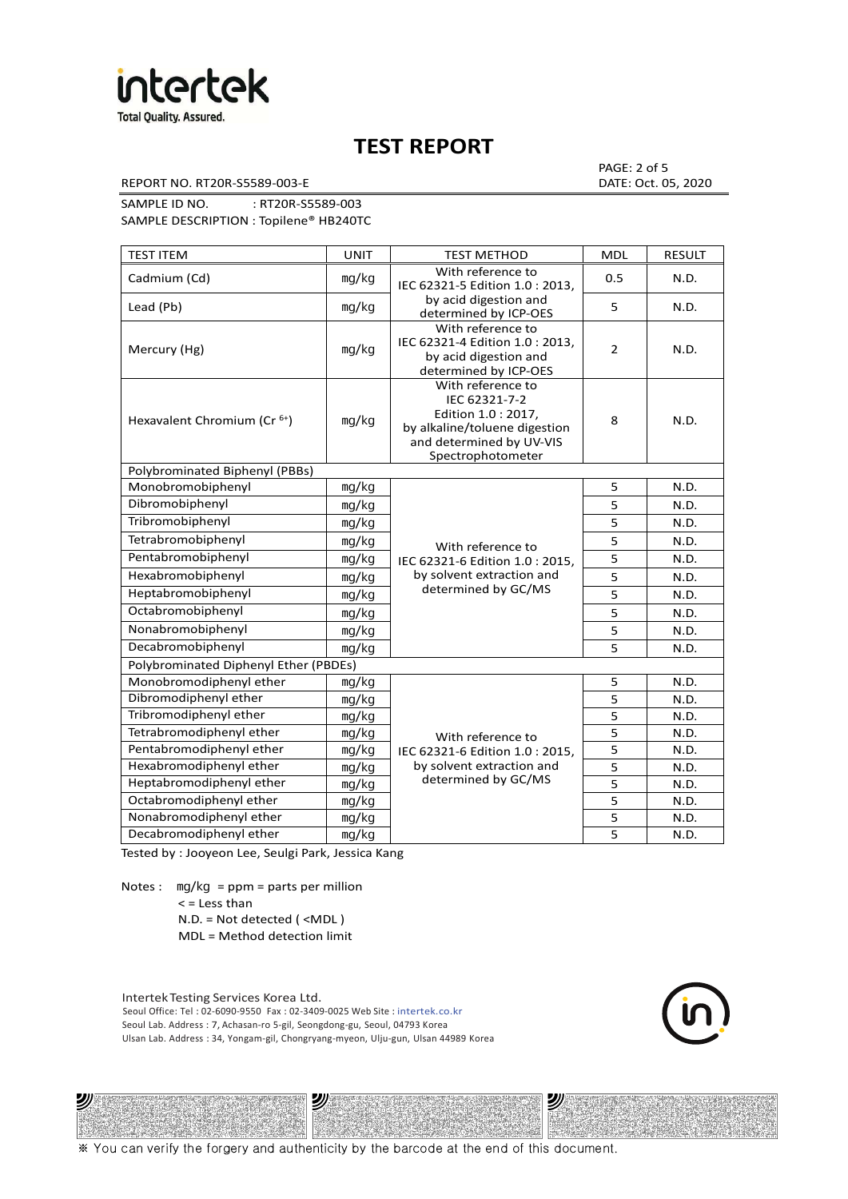# TEST REPORT

REPORT NO. RT20R-S5589-003-E

PAGE: 2 of 5
DATE: Oct. 05, 2020

SAMPLE ID NO. : RT20R-S5589-003
SAMPLE DESCRIPTION : Topilene® HB240TC

| TEST ITEM | UNIT | TEST METHOD | MDL | RESULT |
|---|---|---|---|---|
| Cadmium (Cd) | mg/kg | With reference to IEC 62321-5 Edition 1.0 : 2013, by acid digestion and determined by ICP-OES | 0.5 | N.D. |
| Lead (Pb) | mg/kg | | 5 | N.D. |
| Mercury (Hg) | mg/kg | With reference to IEC 62321-4 Edition 1.0 : 2013, by acid digestion and determined by ICP-OES | 2 | N.D. |
| Hexavalent Chromium ($Cr^{6+}$) | mg/kg | With reference to IEC 62321-7-2 Edition 1.0 : 2017, by alkaline/toluene digestion and determined by UV-VIS Spectrophotometer | 8 | N.D. |
| Polybrominated Biphenyl (PBBs) | | | | |
| Monobromobiphenyl | mg/kg | With reference to IEC 62321-6 Edition 1.0 : 2015, by solvent extraction and determined by GC/MS | 5 | N.D. |
| Dibromobiphenyl | mg/kg | | 5 | N.D. |
| Tribromobiphenyl | mg/kg | | 5 | N.D. |
| Tetrabromobiphenyl | mg/kg | | 5 | N.D. |
| Pentabromobiphenyl | mg/kg | | 5 | N.D. |
| Hexabromobiphenyl | mg/kg | | 5 | N.D. |
| Heptabromobiphenyl | mg/kg | | 5 | N.D. |
| Octabromobiphenyl | mg/kg | | 5 | N.D. |
| Nonabromobiphenyl | mg/kg | | 5 | N.D. |
| Decabromobiphenyl | mg/kg | | 5 | N.D. |
| Polybrominated Diphenyl Ether (PBDEs) | | | | |
| Monobromodiphenyl ether | mg/kg | With reference to IEC 62321-6 Edition 1.0 : 2015, by solvent extraction and determined by GC/MS | 5 | N.D. |
| Dibromodiphenyl ether | mg/kg | | 5 | N.D. |
| Tribromodiphenyl ether | mg/kg | | 5 | N.D. |
| Tetrabromodiphenyl ether | mg/kg | | 5 | N.D. |
| Pentabromodiphenyl ether | mg/kg | | 5 | N.D. |
| Hexabromodiphenyl ether | mg/kg | | 5 | N.D. |
| Heptabromodiphenyl ether | mg/kg | | 5 | N.D. |
| Octabromodiphenyl ether | mg/kg | | 5 | N.D. |
| Nonabromodiphenyl ether | mg/kg | | 5 | N.D. |
| Decabromodiphenyl ether | mg/kg | | 5 | N.D. |

Tested by : Jooyeon Lee, Seulgi Park, Jessica Kang

Notes : mg/kg = ppm = parts per million
< = Less than
N.D. = Not detected ( <MDL )
MDL = Method detection limit

Intertek Testing Services Korea Ltd.
Seoul Office: Tel : 02-6090-9550 Fax : 02-3409-0025 Web Site : intertek.co.kr
Seoul Lab. Address : 7, Achasan-ro 5-gil, Seongdong-gu, Seoul, 04793 Korea
Ulsan Lab. Address : 34, Yongam-gil, Chongryang-myeon, Ulju-gun, Ulsan 44989 Korea

※ You can verify the forgery and authenticity by the barcode at the end of this document.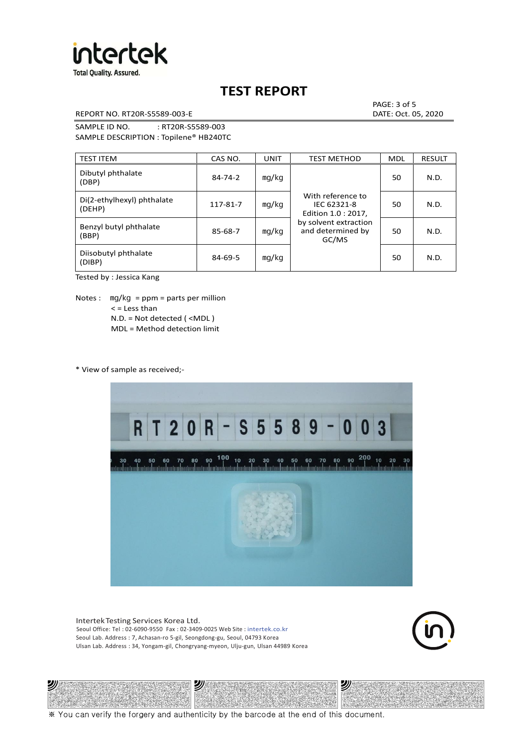# TEST REPORT

REPORT NO. RT20R-S5589-003-E

DATE: Oct. 05, 2020

SAMPLE ID NO. : RT20R-S5589-003

SAMPLE DESCRIPTION : Topilene® HB240TC

| TEST ITEM | CAS NO. | UNIT | TEST METHOD | MDL | RESULT |
|---|---|---|---|---|---|
| Dibutyl phthalate (DBP) | 84-74-2 | mg/kg | With reference to IEC 62321-8 Edition 1.0 : 2017, by solvent extraction and determined by GC/MS | 50 | N.D. |
| Di(2-ethylhexyl) phthalate (DEHP) | 117-81-7 | mg/kg | | 50 | N.D. |
| Benzyl butyl phthalate (BBP) | 85-68-7 | mg/kg | | 50 | N.D. |
| Diisobutyl phthalate (DIBP) | 84-69-5 | mg/kg | | 50 | N.D. |

Tested by : Jessica Kang

Notes : mg/kg = ppm = parts per million
< = Less than
N.D. = Not detected ( <MDL )
MDL = Method detection limit

* View of sample as received;-

Intertek Testing Services Korea Ltd.
Seoul Office: Tel : 02-6090-9550 Fax : 02-3409-0025 Web Site : intertek.co.kr
Seoul Lab. Address : 7, Achasan-ro 5-gil, Seongdong-gu, Seoul, 04793 Korea
Ulsan Lab. Address : 34, Yongam-gil, Chongryang-myeon, Ulju-gun, Ulsan 44989 Korea

※ You can verify the forgery and authenticity by the barcode at the end of this document.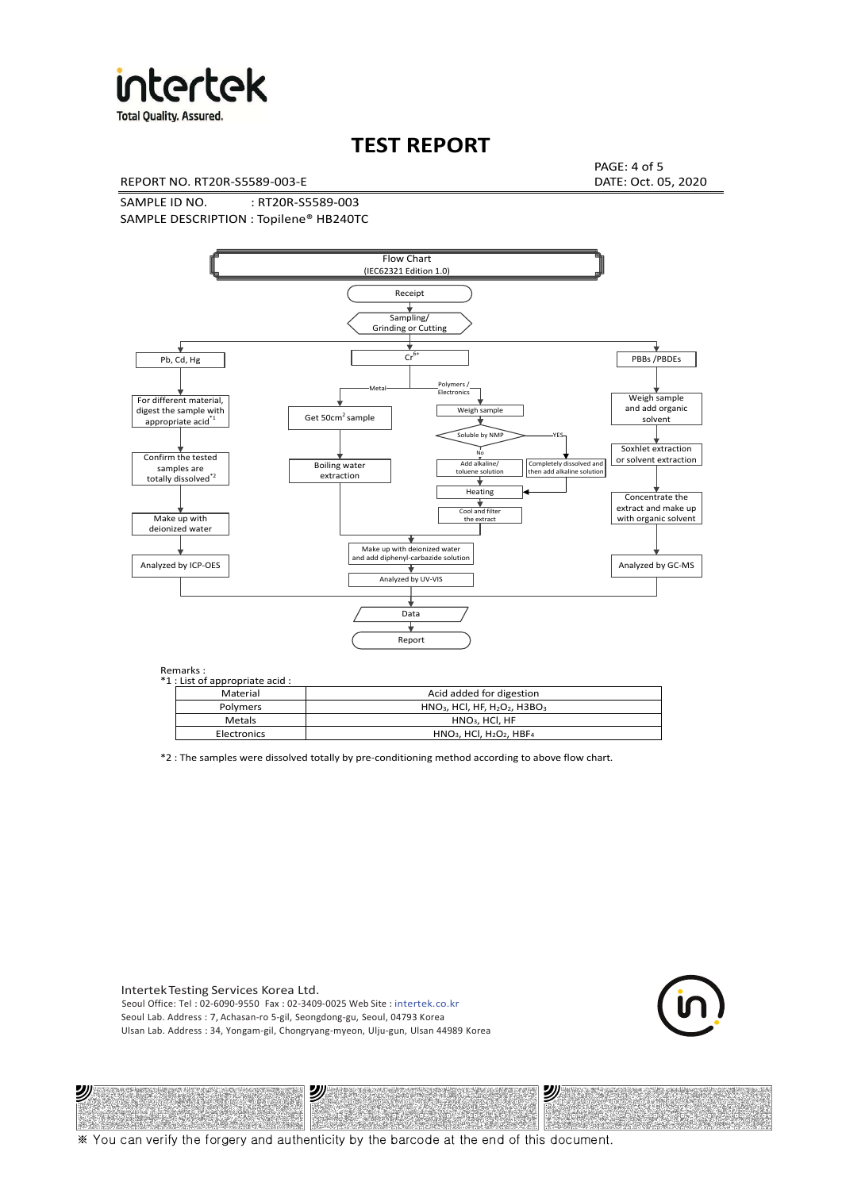# TEST REPORT

REPORT NO. RT20R-S5589-003-E

PAGE: 4 of 5
DATE: Oct. 05, 2020

SAMPLE ID NO. : RT20R-S5589-003
SAMPLE DESCRIPTION : Topilene® HB240TC

Flow Chart
(IEC62321 Edition 1.0)

Receipt
Sampling/
Grinding or Cutting

Pb, Cd, Hg
For different material, digest the sample with appropriate acid*1
Confirm the tested samples are totally dissolved*2
Make up with deionized water
Analyzed by ICP-OES

$Cr^{6+}$
Metal
Get 50cm$^2$ sample
Boiling water extraction
Polymers / Electronics
Weigh sample
Soluble by NMP
No
Add alkaline/ toluene solution
YES
Completely dissolved and then add alkaline solution
Heating
Cool and filter the extract
Make up with deionized water and add diphenyl-carbazide solution
Analyzed by UV-VIS

PBBs /PBDEs
Weigh sample and add organic solvent
Soxhlet extraction or solvent extraction
Concentrate the extract and make up with organic solvent
Analyzed by GC-MS

Data
Report

Remarks :
*1 : List of appropriate acid :

| Material | Acid added for digestion |
|---|---|
| Polymers | $HNO_3$, HCl, HF, $H_2O_2$, $H3BO_3$ |
| Metals | $HNO_3$, HCl, HF |
| Electronics | $HNO_3$, HCl, $H_2O_2$, $HBF_4$ |

*2 : The samples were dissolved totally by pre-conditioning method according to above flow chart.

Intertek Testing Services Korea Ltd.
Seoul Office: Tel : 02-6090-9550 Fax : 02-3409-0025 Web Site : intertek.co.kr
Seoul Lab. Address : 7, Achasan-ro 5-gil, Seongdong-gu, Seoul, 04793 Korea
Ulsan Lab. Address : 34, Yongam-gil, Chongryang-myeon, Ulju-gun, Ulsan 44989 Korea

※ You can verify the forgery and authenticity by the barcode at the end of this document.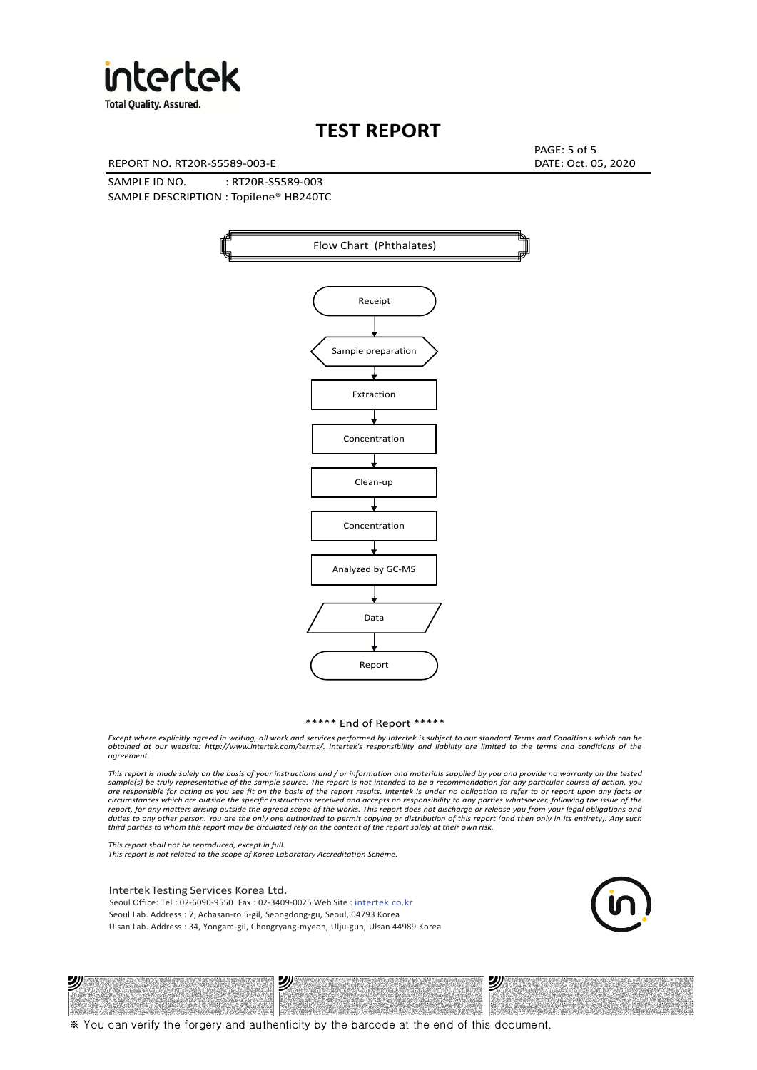# TEST REPORT

REPORT NO. RT20R-S5589-003-E

DATE: Oct. 05, 2020

SAMPLE ID NO. : RT20R-S5589-003

SAMPLE DESCRIPTION : Topilene® HB240TC

## Flow Chart (Phthalates)

Receipt

Sample preparation

Extraction

Concentration

Clean-up

Concentration

Analyzed by GC-MS

Data

Report

***** End of Report *****

*Except where explicitly agreed in writing, all work and services performed by Intertek is subject to our standard Terms and Conditions which can be obtained at our website: http://www.intertek.com/terms/. Intertek's responsibility and liability are limited to the terms and conditions of the agreement.*

*This report is made solely on the basis of your instructions and / or information and materials supplied by you and provide no warranty on the tested sample(s) be truly representative of the sample source. The report is not intended to be a recommendation for any particular course of action, you are responsible for acting as you see fit on the basis of the report results. Intertek is under no obligation to refer to or report upon any facts or circumstances which are outside the specific instructions received and accepts no responsibility to any parties whatsoever, following the issue of the report, for any matters arising outside the agreed scope of the works. This report does not discharge or release you from your legal obligations and duties to any other person. You are the only one authorized to permit copying or distribution of this report (and then only in its entirety). Any such third parties to whom this report may be circulated rely on the content of the report solely at their own risk.*

*This report shall not be reproduced, except in full.*
*This report is not related to the scope of Korea Laboratory Accreditation Scheme.*

Intertek Testing Services Korea Ltd.
Seoul Office: Tel : 02-6090-9550 Fax : 02-3409-0025 Web Site : intertek.co.kr
Seoul Lab. Address : 7, Achasan-ro 5-gil, Seongdong-gu, Seoul, 04793 Korea
Ulsan Lab. Address : 34, Yongam-gil, Chongryang-myeon, Ulju-gun, Ulsan 44989 Korea

※ You can verify the forgery and authenticity by the barcode at the end of this document.